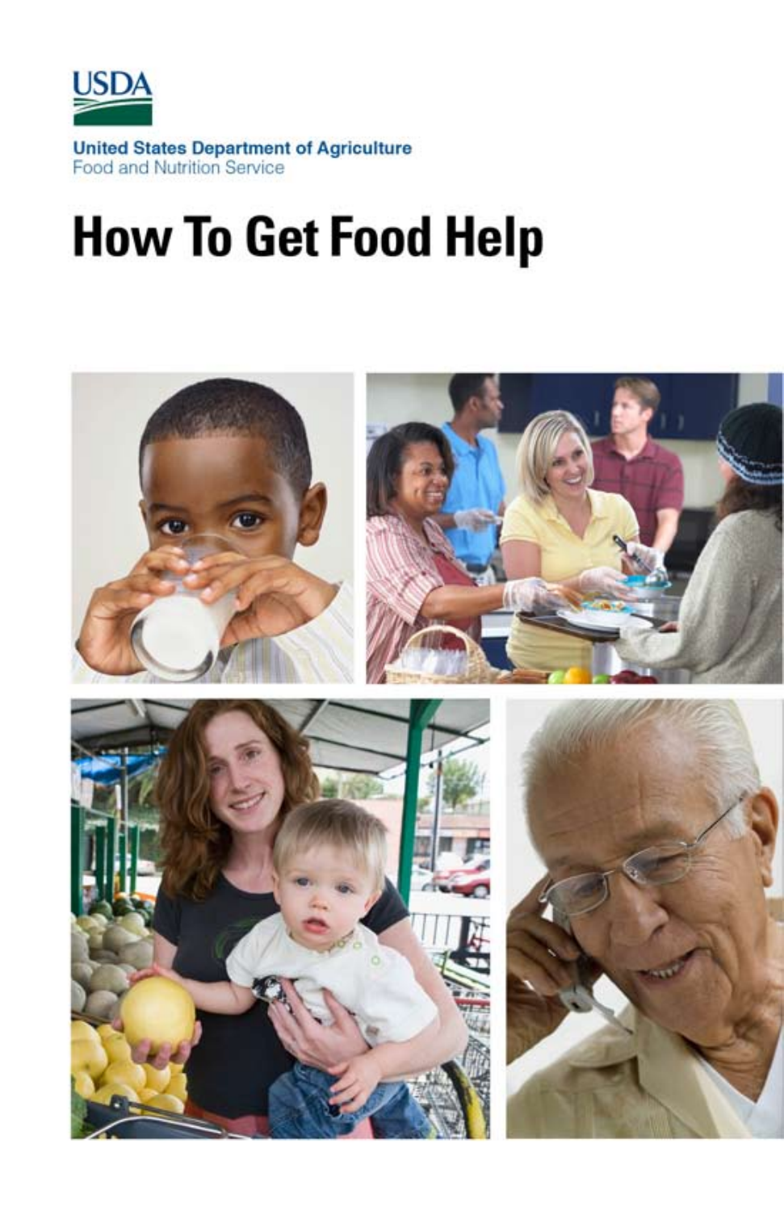USDA

**United States Department of Agriculture**
Food and Nutrition Service

# How To Get Food Help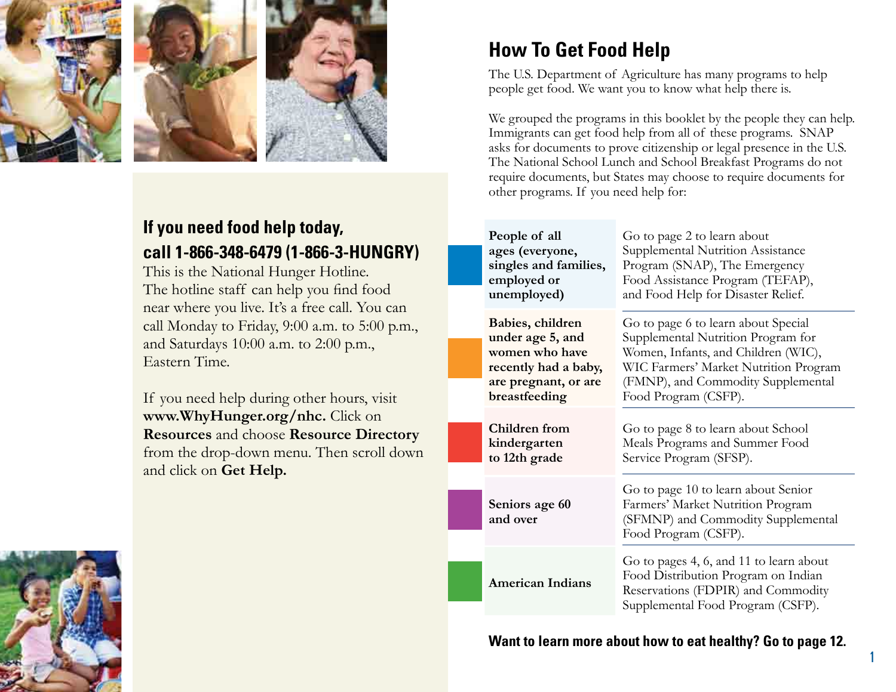## If you need food help today, call 1-866-348-6479 (1-866-3-HUNGRY)

This is the National Hunger Hotline. The hotline staff can help you find food near where you live. It's a free call. You can call Monday to Friday, 9:00 a.m. to 5:00 p.m., and Saturdays 10:00 a.m. to 2:00 p.m., Eastern Time.

If you need help during other hours, visit **www.WhyHunger.org/nhc.** Click on **Resources** and choose **Resource Directory** from the drop-down menu. Then scroll down and click on **Get Help.**

# How To Get Food Help

The U.S. Department of Agriculture has many programs to help people get food. We want you to know what help there is.

We grouped the programs in this booklet by the people they can help. Immigrants can get food help from all of these programs. SNAP asks for documents to prove citizenship or legal presence in the U.S. The National School Lunch and School Breakfast Programs do not require documents, but States may choose to require documents for other programs. If you need help for:

| | |
|---|---|
| **People of all ages (everyone, singles and families, employed or unemployed)** | Go to page 2 to learn about Supplemental Nutrition Assistance Program (SNAP), The Emergency Food Assistance Program (TEFAP), and Food Help for Disaster Relief. |
| **Babies, children under age 5, and women who have recently had a baby, are pregnant, or are breastfeeding** | Go to page 6 to learn about Special Supplemental Nutrition Program for Women, Infants, and Children (WIC), WIC Farmers' Market Nutrition Program (FMNP), and Commodity Supplemental Food Program (CSFP). |
| **Children from kindergarten to 12th grade** | Go to page 8 to learn about School Meals Programs and Summer Food Service Program (SFSP). |
| **Seniors age 60 and over** | Go to page 10 to learn about Senior Farmers' Market Nutrition Program (SFMNP) and Commodity Supplemental Food Program (CSFP). |
| **American Indians** | Go to pages 4, 6, and 11 to learn about Food Distribution Program on Indian Reservations (FDPIR) and Commodity Supplemental Food Program (CSFP). |

**Want to learn more about how to eat healthy? Go to page 12.**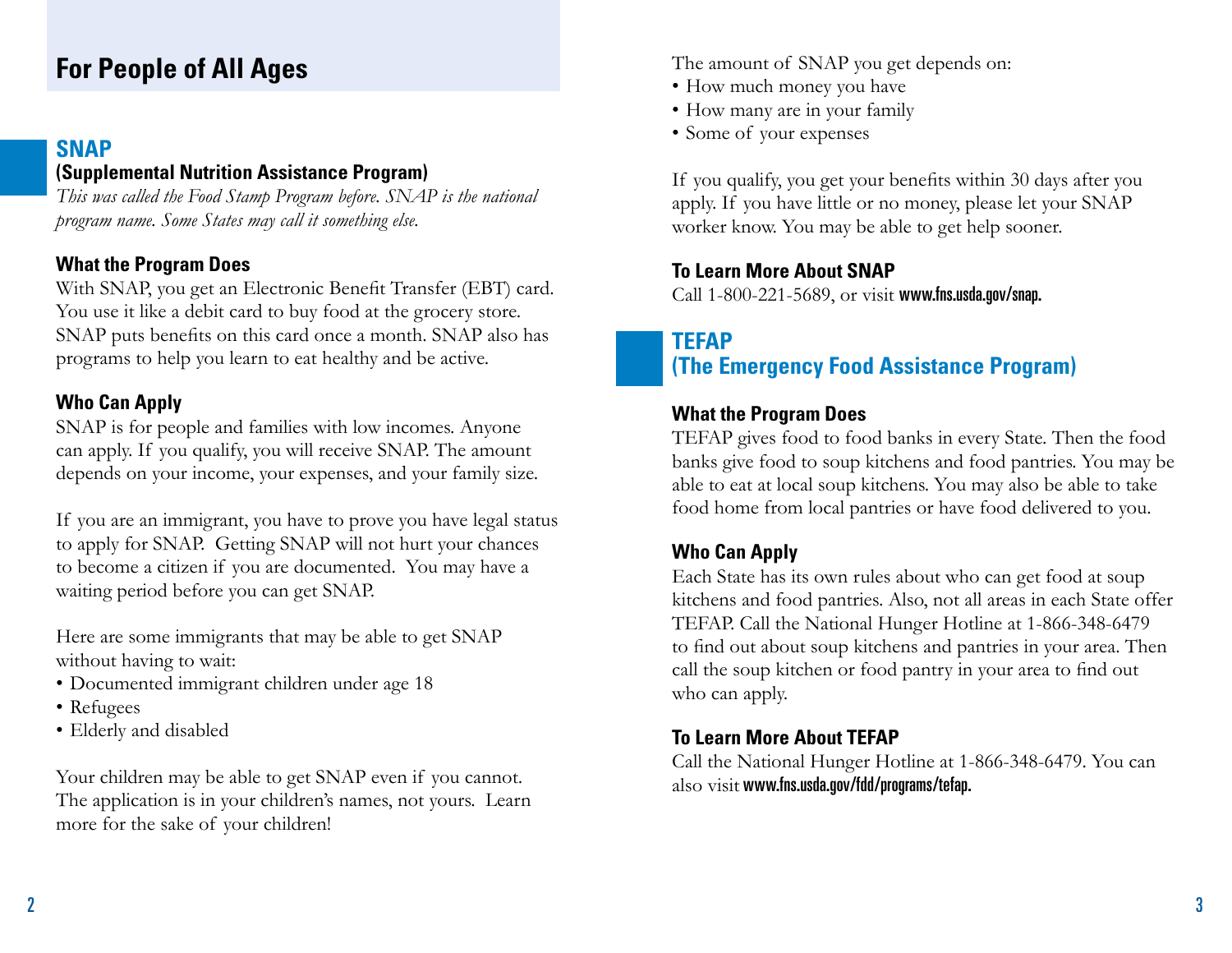## For People of All Ages

### SNAP

**(Supplemental Nutrition Assistance Program)**

*This was called the Food Stamp Program before. SNAP is the national program name. Some States may call it something else.*

#### What the Program Does

With SNAP, you get an Electronic Benefit Transfer (EBT) card. You use it like a debit card to buy food at the grocery store. SNAP puts benefits on this card once a month. SNAP also has programs to help you learn to eat healthy and be active.

#### Who Can Apply

SNAP is for people and families with low incomes. Anyone can apply. If you qualify, you will receive SNAP. The amount depends on your income, your expenses, and your family size.

If you are an immigrant, you have to prove you have legal status to apply for SNAP. Getting SNAP will not hurt your chances to become a citizen if you are documented. You may have a waiting period before you can get SNAP.

Here are some immigrants that may be able to get SNAP without having to wait:

- Documented immigrant children under age 18
- Refugees
- Elderly and disabled

Your children may be able to get SNAP even if you cannot. The application is in your children's names, not yours. Learn more for the sake of your children!

The amount of SNAP you get depends on:

- How much money you have
- How many are in your family
- Some of your expenses

If you qualify, you get your benefits within 30 days after you apply. If you have little or no money, please let your SNAP worker know. You may be able to get help sooner.

#### To Learn More About SNAP

Call 1-800-221-5689, or visit **www.fns.usda.gov/snap.**

### TEFAP
### (The Emergency Food Assistance Program)

#### What the Program Does

TEFAP gives food to food banks in every State. Then the food banks give food to soup kitchens and food pantries. You may be able to eat at local soup kitchens. You may also be able to take food home from local pantries or have food delivered to you.

#### Who Can Apply

Each State has its own rules about who can get food at soup kitchens and food pantries. Also, not all areas in each State offer TEFAP. Call the National Hunger Hotline at 1-866-348-6479 to find out about soup kitchens and pantries in your area. Then call the soup kitchen or food pantry in your area to find out who can apply.

#### To Learn More About TEFAP

Call the National Hunger Hotline at 1-866-348-6479. You can also visit **www.fns.usda.gov/fdd/programs/tefap.**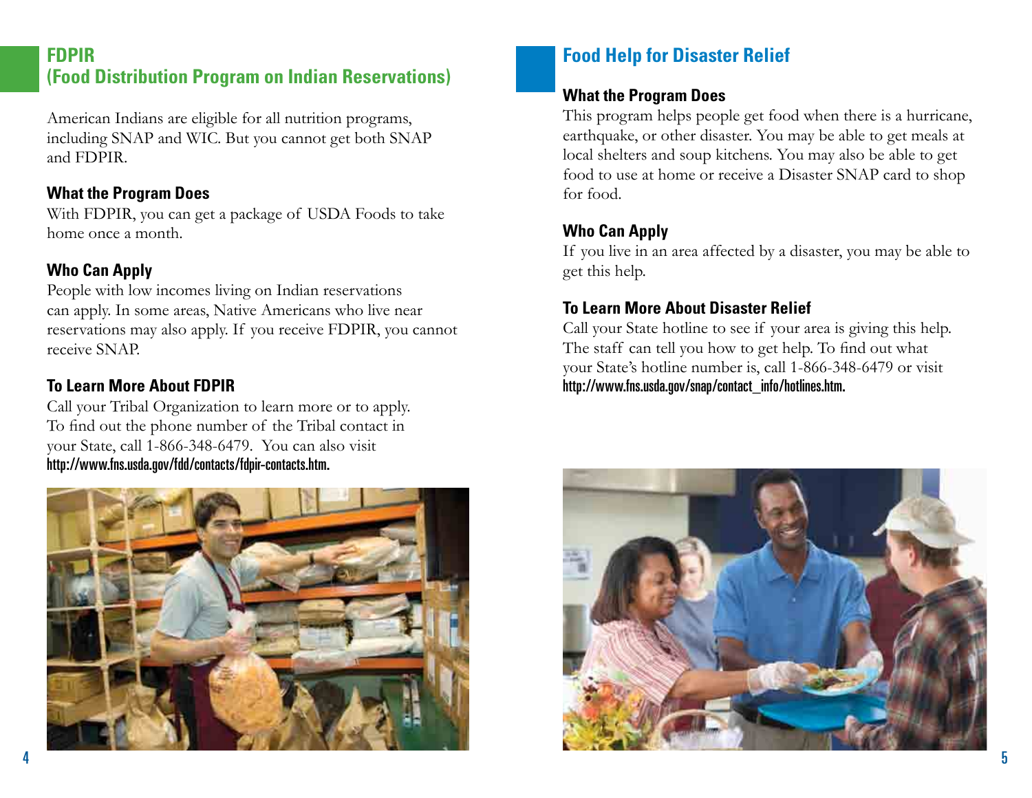## FDPIR (Food Distribution Program on Indian Reservations)

American Indians are eligible for all nutrition programs, including SNAP and WIC. But you cannot get both SNAP and FDPIR.

### What the Program Does

With FDPIR, you can get a package of USDA Foods to take home once a month.

### Who Can Apply

People with low incomes living on Indian reservations can apply. In some areas, Native Americans who live near reservations may also apply. If you receive FDPIR, you cannot receive SNAP.

### To Learn More About FDPIR

Call your Tribal Organization to learn more or to apply. To find out the phone number of the Tribal contact in your State, call 1-866-348-6479. You can also visit **http://www.fns.usda.gov/fdd/contacts/fdpir-contacts.htm.**

## Food Help for Disaster Relief

### What the Program Does

This program helps people get food when there is a hurricane, earthquake, or other disaster. You may be able to get meals at local shelters and soup kitchens. You may also be able to get food to use at home or receive a Disaster SNAP card to shop for food.

### Who Can Apply

If you live in an area affected by a disaster, you may be able to get this help.

### To Learn More About Disaster Relief

Call your State hotline to see if your area is giving this help. The staff can tell you how to get help. To find out what your State's hotline number is, call 1-866-348-6479 or visit **http://www.fns.usda.gov/snap/contact_info/hotlines.htm.**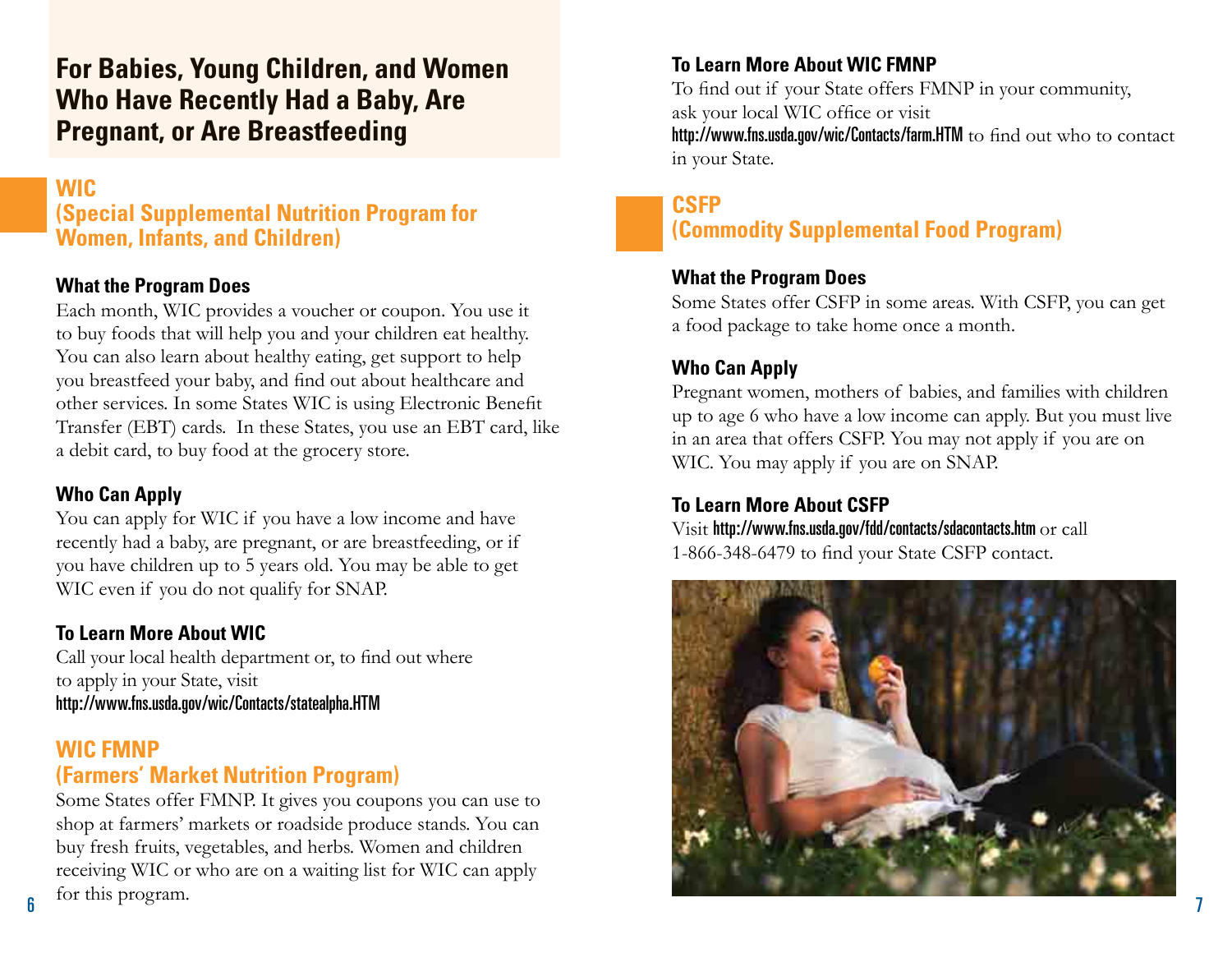## For Babies, Young Children, and Women Who Have Recently Had a Baby, Are Pregnant, or Are Breastfeeding

### WIC (Special Supplemental Nutrition Program for Women, Infants, and Children)

**What the Program Does**

Each month, WIC provides a voucher or coupon. You use it to buy foods that will help you and your children eat healthy. You can also learn about healthy eating, get support to help you breastfeed your baby, and find out about healthcare and other services. In some States WIC is using Electronic Benefit Transfer (EBT) cards. In these States, you use an EBT card, like a debit card, to buy food at the grocery store.

**Who Can Apply**

You can apply for WIC if you have a low income and have recently had a baby, are pregnant, or are breastfeeding, or if you have children up to 5 years old. You may be able to get WIC even if you do not qualify for SNAP.

**To Learn More About WIC**

Call your local health department or, to find out where to apply in your State, visit **http://www.fns.usda.gov/wic/Contacts/statealpha.HTM**

### WIC FMNP (Farmers' Market Nutrition Program)

Some States offer FMNP. It gives you coupons you can use to shop at farmers' markets or roadside produce stands. You can buy fresh fruits, vegetables, and herbs. Women and children receiving WIC or who are on a waiting list for WIC can apply for this program.

**To Learn More About WIC FMNP**

To find out if your State offers FMNP in your community, ask your local WIC office or visit **http://www.fns.usda.gov/wic/Contacts/farm.HTM** to find out who to contact in your State.

### CSFP (Commodity Supplemental Food Program)

**What the Program Does**

Some States offer CSFP in some areas. With CSFP, you can get a food package to take home once a month.

**Who Can Apply**

Pregnant women, mothers of babies, and families with children up to age 6 who have a low income can apply. But you must live in an area that offers CSFP. You may not apply if you are on WIC. You may apply if you are on SNAP.

**To Learn More About CSFP**

Visit **http://www.fns.usda.gov/fdd/contacts/sdacontacts.htm** or call 1-866-348-6479 to find your State CSFP contact.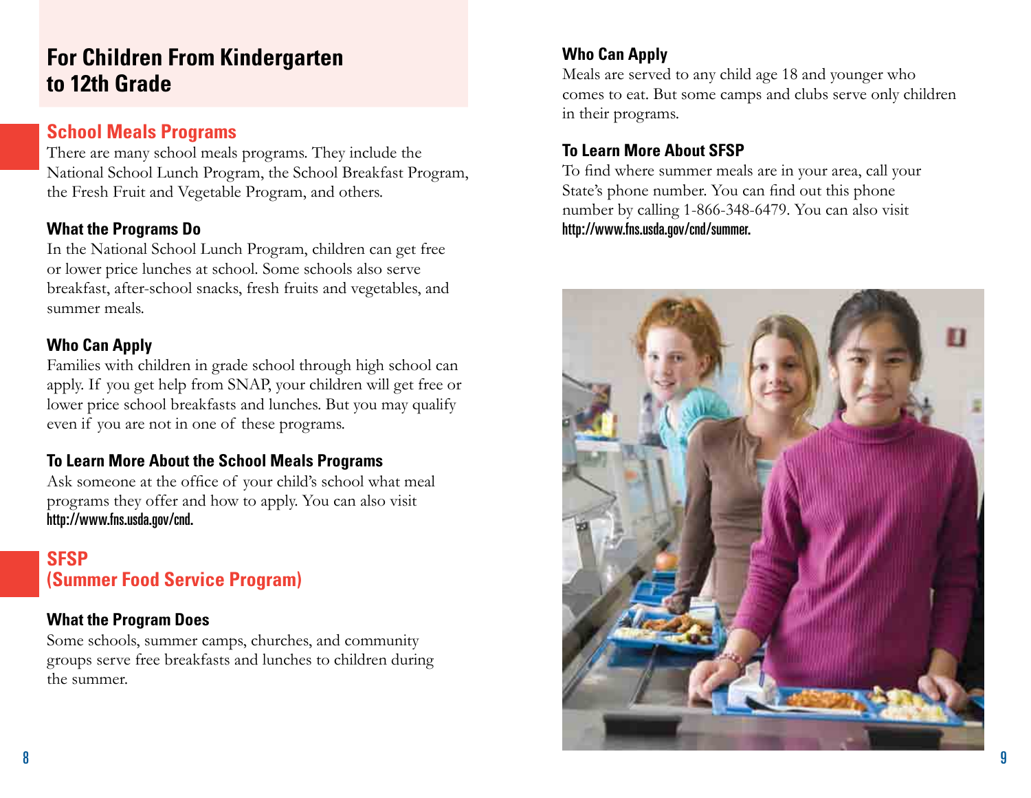## For Children From Kindergarten to 12th Grade

### School Meals Programs

There are many school meals programs. They include the National School Lunch Program, the School Breakfast Program, the Fresh Fruit and Vegetable Program, and others.

#### What the Programs Do

In the National School Lunch Program, children can get free or lower price lunches at school. Some schools also serve breakfast, after-school snacks, fresh fruits and vegetables, and summer meals.

#### Who Can Apply

Families with children in grade school through high school can apply. If you get help from SNAP, your children will get free or lower price school breakfasts and lunches. But you may qualify even if you are not in one of these programs.

#### To Learn More About the School Meals Programs

Ask someone at the office of your child's school what meal programs they offer and how to apply. You can also visit **http://www.fns.usda.gov/cnd.**

### SFSP (Summer Food Service Program)

#### What the Program Does

Some schools, summer camps, churches, and community groups serve free breakfasts and lunches to children during the summer.

#### Who Can Apply

Meals are served to any child age 18 and younger who comes to eat. But some camps and clubs serve only children in their programs.

#### To Learn More About SFSP

To find where summer meals are in your area, call your State's phone number. You can find out this phone number by calling 1-866-348-6479. You can also visit **http://www.fns.usda.gov/cnd/summer.**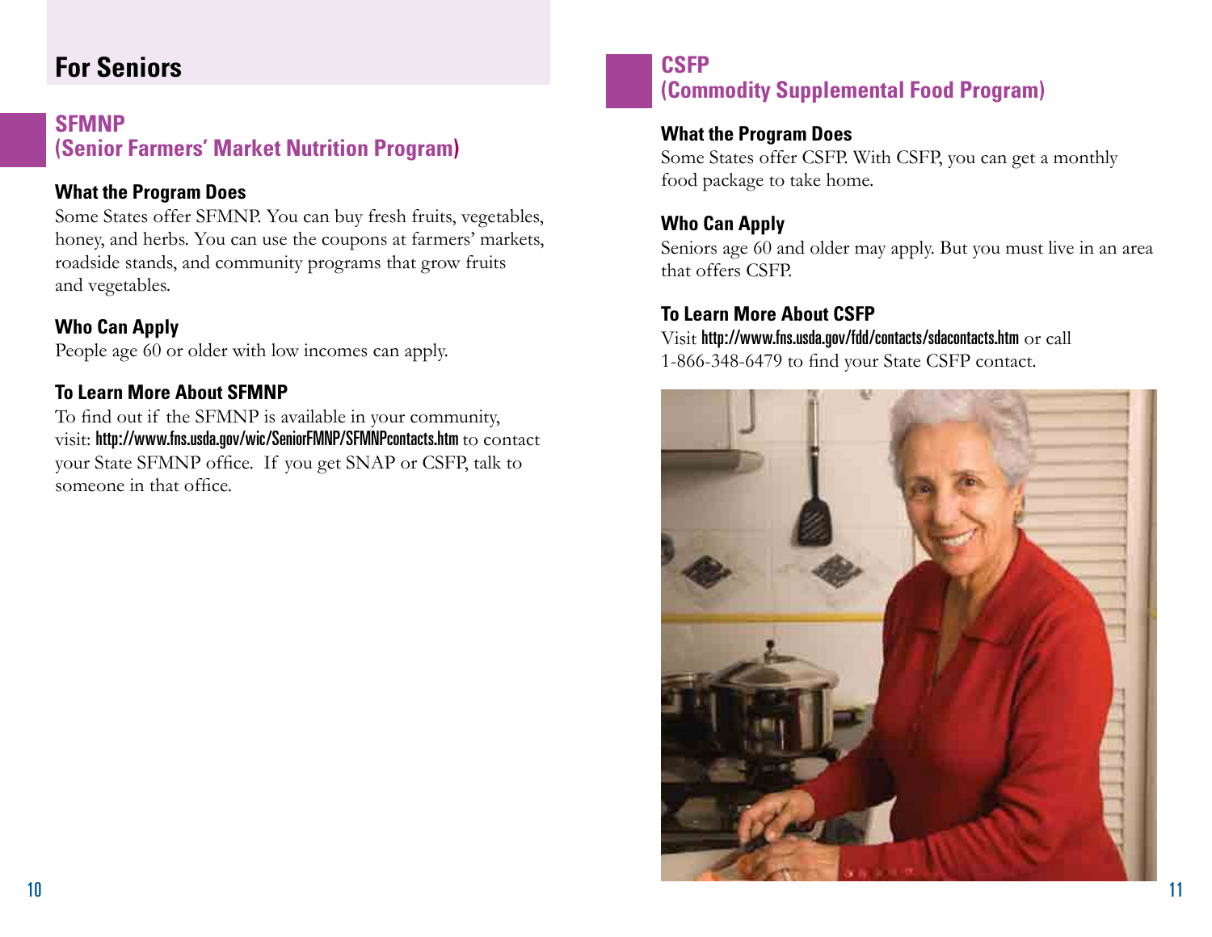# For Seniors

## SFMNP (Senior Farmers' Market Nutrition Program)

### What the Program Does

Some States offer SFMNP. You can buy fresh fruits, vegetables, honey, and herbs. You can use the coupons at farmers' markets, roadside stands, and community programs that grow fruits and vegetables.

### Who Can Apply

People age 60 or older with low incomes can apply.

### To Learn More About SFMNP

To find out if the SFMNP is available in your community, visit: **http://www.fns.usda.gov/wic/SeniorFMNP/SFMNPcontacts.htm** to contact your State SFMNP office. If you get SNAP or CSFP, talk to someone in that office.

## CSFP (Commodity Supplemental Food Program)

### What the Program Does

Some States offer CSFP. With CSFP, you can get a monthly food package to take home.

### Who Can Apply

Seniors age 60 and older may apply. But you must live in an area that offers CSFP.

### To Learn More About CSFP

Visit **http://www.fns.usda.gov/fdd/contacts/sdacontacts.htm** or call 1-866-348-6479 to find your State CSFP contact.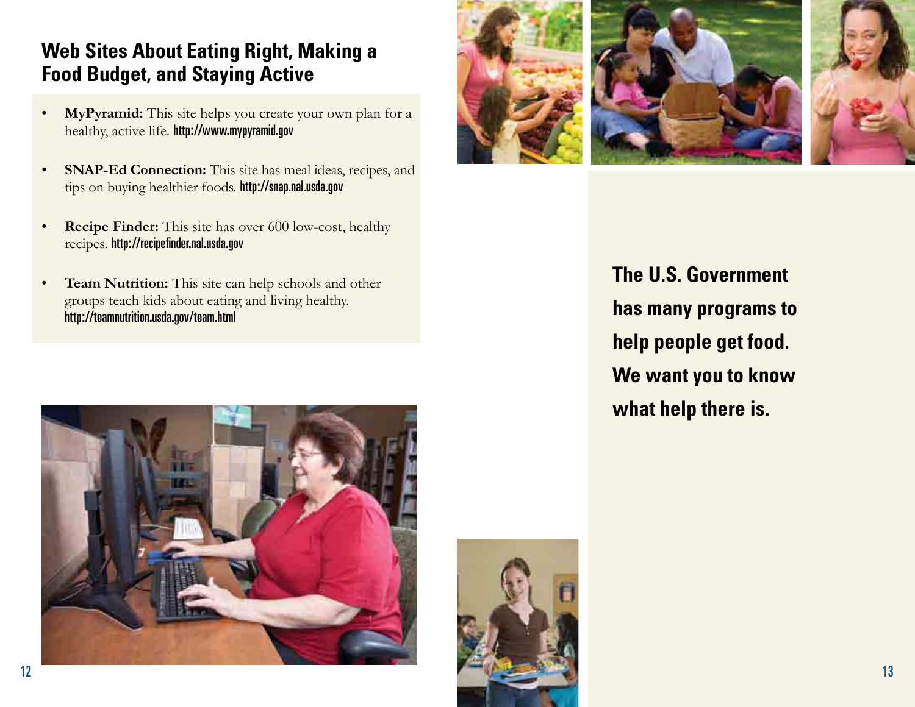## Web Sites About Eating Right, Making a Food Budget, and Staying Active

- **MyPyramid:** This site helps you create your own plan for a healthy, active life. http://www.mypyramid.gov
- **SNAP-Ed Connection:** This site has meal ideas, recipes, and tips on buying healthier foods. http://snap.nal.usda.gov
- **Recipe Finder:** This site has over 600 low-cost, healthy recipes. http://recipefinder.nal.usda.gov
- **Team Nutrition:** This site can help schools and other groups teach kids about eating and living healthy. http://teamnutrition.usda.gov/team.html

**The U.S. Government has many programs to help people get food. We want you to know what help there is.**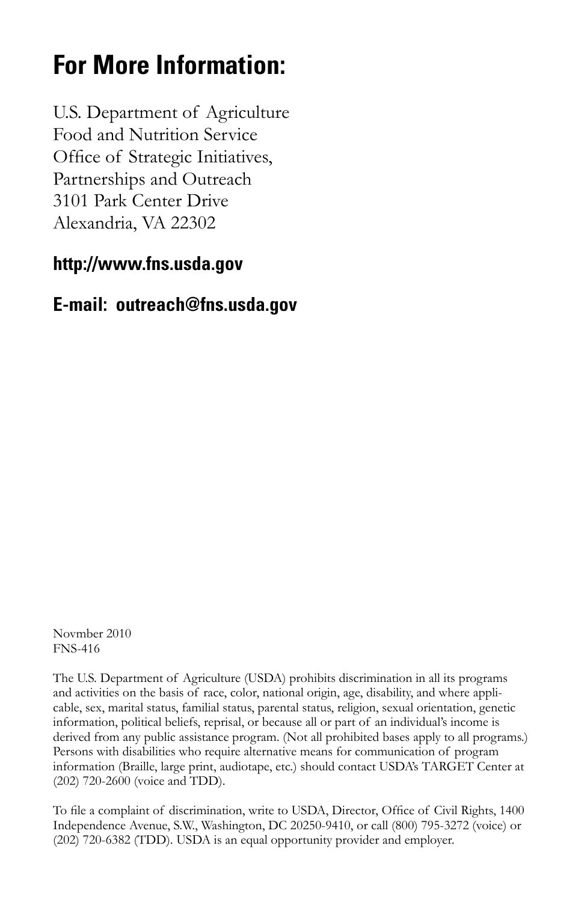# For More Information:

U.S. Department of Agriculture
Food and Nutrition Service
Office of Strategic Initiatives,
Partnerships and Outreach
3101 Park Center Drive
Alexandria, VA 22302

**http://www.fns.usda.gov**

**E-mail: outreach@fns.usda.gov**

Novmber 2010
FNS-416

The U.S. Department of Agriculture (USDA) prohibits discrimination in all its programs and activities on the basis of race, color, national origin, age, disability, and where applicable, sex, marital status, familial status, parental status, religion, sexual orientation, genetic information, political beliefs, reprisal, or because all or part of an individual's income is derived from any public assistance program. (Not all prohibited bases apply to all programs.) Persons with disabilities who require alternative means for communication of program information (Braille, large print, audiotape, etc.) should contact USDA's TARGET Center at (202) 720-2600 (voice and TDD).

To file a complaint of discrimination, write to USDA, Director, Office of Civil Rights, 1400 Independence Avenue, S.W., Washington, DC 20250-9410, or call (800) 795-3272 (voice) or (202) 720-6382 (TDD). USDA is an equal opportunity provider and employer.